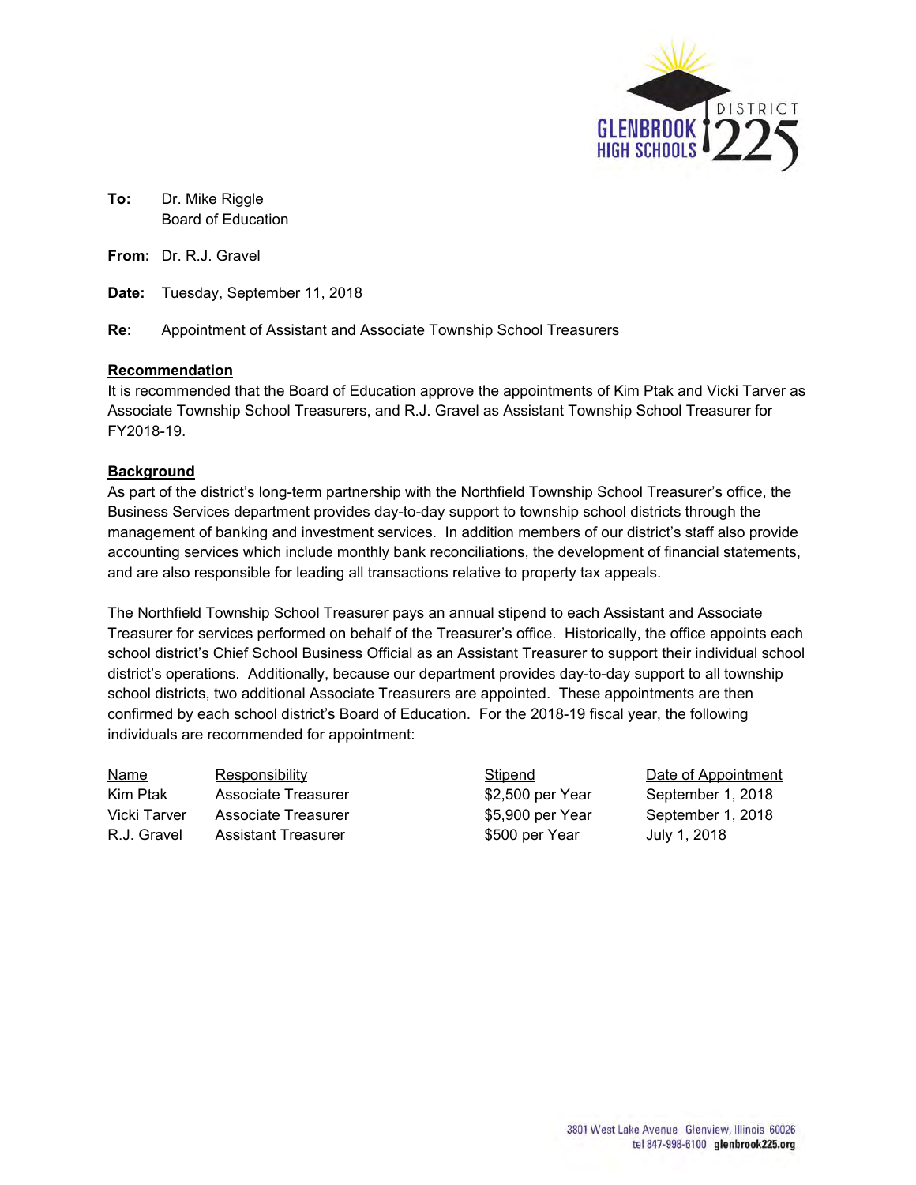**To:** Dr. Mike Riggle
Board of Education

**From:** Dr. R.J. Gravel

**Date:** Tuesday, September 11, 2018

**Re:** Appointment of Assistant and Associate Township School Treasurers

## Recommendation

It is recommended that the Board of Education approve the appointments of Kim Ptak and Vicki Tarver as Associate Township School Treasurers, and R.J. Gravel as Assistant Township School Treasurer for FY2018-19.

## Background

As part of the district's long-term partnership with the Northfield Township School Treasurer's office, the Business Services department provides day-to-day support to township school districts through the management of banking and investment services. In addition members of our district's staff also provide accounting services which include monthly bank reconciliations, the development of financial statements, and are also responsible for leading all transactions relative to property tax appeals.

The Northfield Township School Treasurer pays an annual stipend to each Assistant and Associate Treasurer for services performed on behalf of the Treasurer's office. Historically, the office appoints each school district's Chief School Business Official as an Assistant Treasurer to support their individual school district's operations. Additionally, because our department provides day-to-day support to all township school districts, two additional Associate Treasurers are appointed. These appointments are then confirmed by each school district's Board of Education. For the 2018-19 fiscal year, the following individuals are recommended for appointment:

| Name | Responsibility | Stipend | Date of Appointment |
|---|---|---|---|
| Kim Ptak | Associate Treasurer | $2,500 per Year | September 1, 2018 |
| Vicki Tarver | Associate Treasurer | $5,900 per Year | September 1, 2018 |
| R.J. Gravel | Assistant Treasurer | $500 per Year | July 1, 2018 |

3801 West Lake Avenue Glenview, Illinois 60026
tel 847-998-6100 glenbrook225.org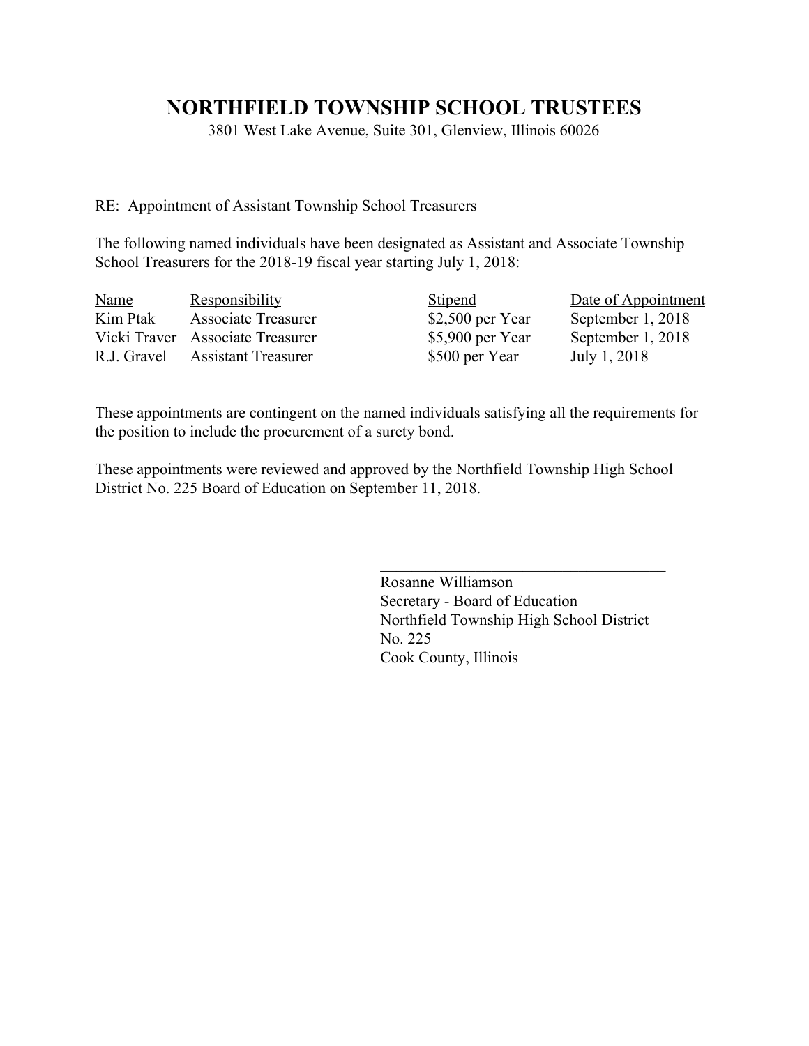# NORTHFIELD TOWNSHIP SCHOOL TRUSTEES

3801 West Lake Avenue, Suite 301, Glenview, Illinois 60026

RE: Appointment of Assistant Township School Treasurers

The following named individuals have been designated as Assistant and Associate Township School Treasurers for the 2018-19 fiscal year starting July 1, 2018:

| Name | Responsibility | Stipend | Date of Appointment |
| --- | --- | --- | --- |
| Kim Ptak | Associate Treasurer | $2,500 per Year | September 1, 2018 |
| Vicki Traver | Associate Treasurer | $5,900 per Year | September 1, 2018 |
| R.J. Gravel | Assistant Treasurer | $500 per Year | July 1, 2018 |

These appointments are contingent on the named individuals satisfying all the requirements for the position to include the procurement of a surety bond.

These appointments were reviewed and approved by the Northfield Township High School District No. 225 Board of Education on September 11, 2018.

\_\_\_\_\_\_\_\_\_\_\_\_\_\_\_\_\_\_\_\_\_\_\_\_\_\_\_\_\_\_\_\_\_\_\_\_

Rosanne Williamson
Secretary - Board of Education
Northfield Township High School District No. 225
Cook County, Illinois